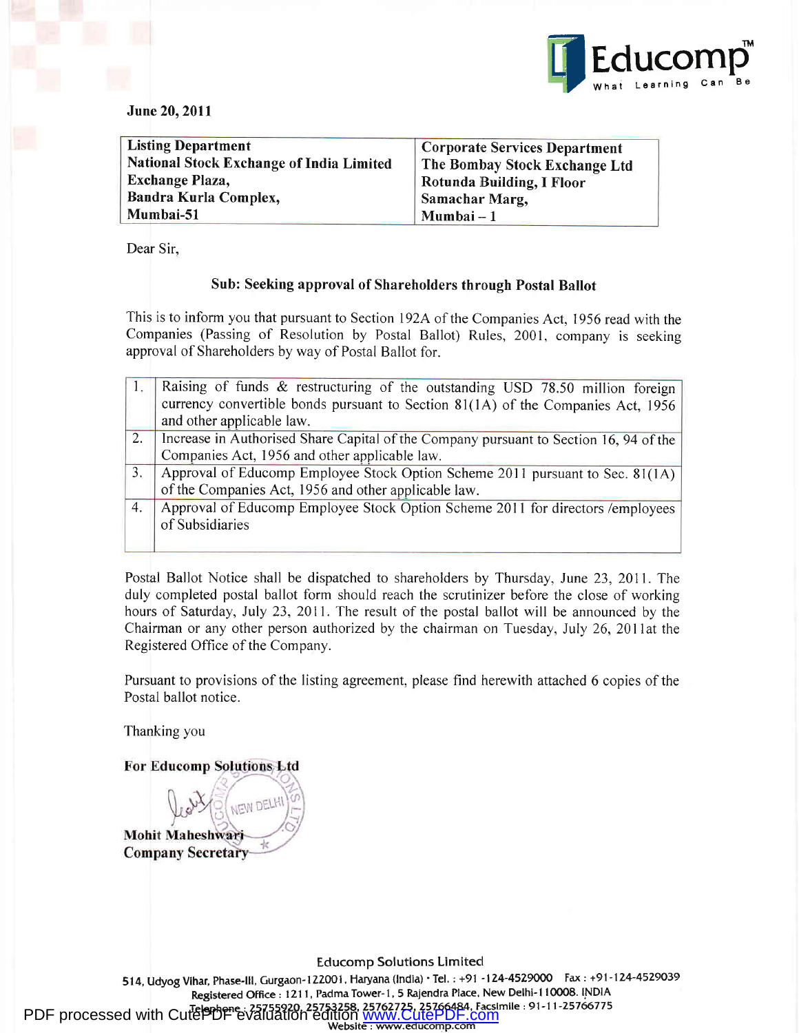June 20, 2011

| Listing Department<br>National Stock Exchange of India Limited<br>Exchange Plaza,<br>Bandra Kurla Complex,<br>Mumbai-51 | Corporate Services Department<br>The Bombay Stock Exchange Ltd<br>Rotunda Building, I Floor<br>Samachar Marg,<br>Mumbai – 1 |
|---|---|

Dear Sir,

**Sub: Seeking approval of Shareholders through Postal Ballot**

This is to inform you that pursuant to Section 192A of the Companies Act, 1956 read with the Companies (Passing of Resolution by Postal Ballot) Rules, 2001, company is seeking approval of Shareholders by way of Postal Ballot for.

| | |
|---|---|
| 1. | Raising of funds & restructuring of the outstanding USD 78.50 million foreign currency convertible bonds pursuant to Section 81(1A) of the Companies Act, 1956 and other applicable law. |
| 2. | Increase in Authorised Share Capital of the Company pursuant to Section 16, 94 of the Companies Act, 1956 and other applicable law. |
| 3. | Approval of Educomp Employee Stock Option Scheme 2011 pursuant to Sec. 81(1A) of the Companies Act, 1956 and other applicable law. |
| 4. | Approval of Educomp Employee Stock Option Scheme 2011 for directors /employees of Subsidiaries |

Postal Ballot Notice shall be dispatched to shareholders by Thursday, June 23, 2011. The duly completed postal ballot form should reach the scrutinizer before the close of working hours of Saturday, July 23, 2011. The result of the postal ballot will be announced by the Chairman or any other person authorized by the chairman on Tuesday, July 26, 2011at the Registered Office of the Company.

Pursuant to provisions of the listing agreement, please find herewith attached 6 copies of the Postal ballot notice.

Thanking you

**For Educomp Solutions Ltd**

**Mohit Maheshwari**
**Company Secretary**

Educomp Solutions Limited
514, Udyog Vihar, Phase-III, Gurgaon-122001, Haryana (India) • Tel. : +91 -124-4529000 Fax : +91-124-4529039
Registered Office : 1211, Padma Tower-1, 5 Rajendra Place, New Delhi-110008. INDIA
Telephone : 25755920, 25753258, 25762725, 25766484, Facsimile : 91-11-25766775
Website : www.educomp.com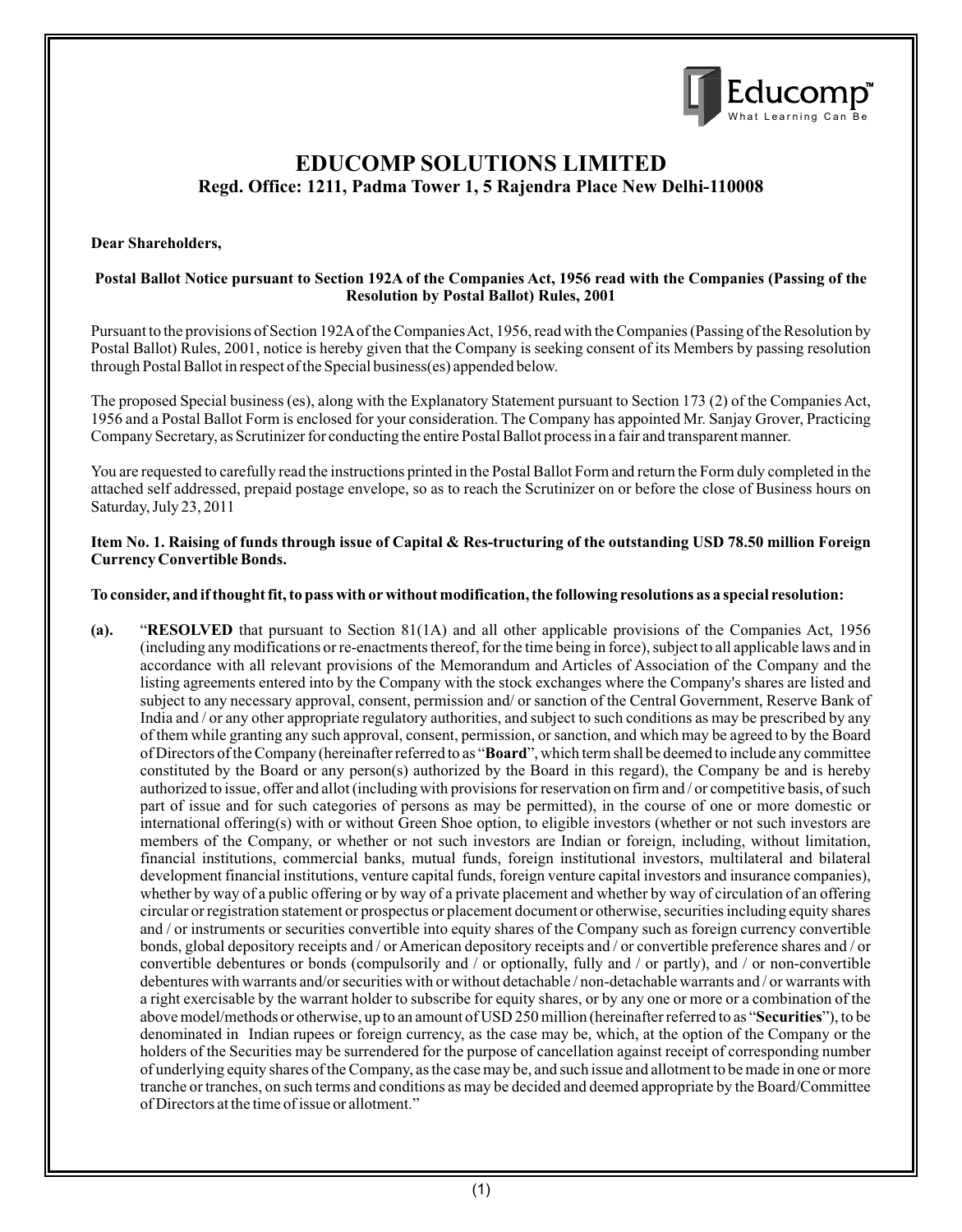# EDUCOMP SOLUTIONS LIMITED

**Regd. Office: 1211, Padma Tower 1, 5 Rajendra Place New Delhi-110008**

**Dear Shareholders,**

**Postal Ballot Notice pursuant to Section 192A of the Companies Act, 1956 read with the Companies (Passing of the Resolution by Postal Ballot) Rules, 2001**

Pursuant to the provisions of Section 192A of the Companies Act, 1956, read with the Companies (Passing of the Resolution by Postal Ballot) Rules, 2001, notice is hereby given that the Company is seeking consent of its Members by passing resolution through Postal Ballot in respect of the Special business(es) appended below.

The proposed Special business (es), along with the Explanatory Statement pursuant to Section 173 (2) of the Companies Act, 1956 and a Postal Ballot Form is enclosed for your consideration. The Company has appointed Mr. Sanjay Grover, Practicing Company Secretary, as Scrutinizer for conducting the entire Postal Ballot process in a fair and transparent manner.

You are requested to carefully read the instructions printed in the Postal Ballot Form and return the Form duly completed in the attached self addressed, prepaid postage envelope, so as to reach the Scrutinizer on or before the close of Business hours on Saturday, July 23, 2011

**Item No. 1. Raising of funds through issue of Capital & Res-tructuring of the outstanding USD 78.50 million Foreign Currency Convertible Bonds.**

**To consider, and if thought fit, to pass with or without modification, the following resolutions as a special resolution:**

**(a).** "**RESOLVED** that pursuant to Section 81(1A) and all other applicable provisions of the Companies Act, 1956 (including any modifications or re-enactments thereof, for the time being in force), subject to all applicable laws and in accordance with all relevant provisions of the Memorandum and Articles of Association of the Company and the listing agreements entered into by the Company with the stock exchanges where the Company's shares are listed and subject to any necessary approval, consent, permission and/ or sanction of the Central Government, Reserve Bank of India and / or any other appropriate regulatory authorities, and subject to such conditions as may be prescribed by any of them while granting any such approval, consent, permission, or sanction, and which may be agreed to by the Board of Directors of the Company (hereinafter referred to as "**Board**", which term shall be deemed to include any committee constituted by the Board or any person(s) authorized by the Board in this regard), the Company be and is hereby authorized to issue, offer and allot (including with provisions for reservation on firm and / or competitive basis, of such part of issue and for such categories of persons as may be permitted), in the course of one or more domestic or international offering(s) with or without Green Shoe option, to eligible investors (whether or not such investors are members of the Company, or whether or not such investors are Indian or foreign, including, without limitation, financial institutions, commercial banks, mutual funds, foreign institutional investors, multilateral and bilateral development financial institutions, venture capital funds, foreign venture capital investors and insurance companies), whether by way of a public offering or by way of a private placement and whether by way of circulation of an offering circular or registration statement or prospectus or placement document or otherwise, securities including equity shares and / or instruments or securities convertible into equity shares of the Company such as foreign currency convertible bonds, global depository receipts and / or American depository receipts and / or convertible preference shares and / or convertible debentures or bonds (compulsorily and / or optionally, fully and / or partly), and / or non-convertible debentures with warrants and/or securities with or without detachable / non-detachable warrants and / or warrants with a right exercisable by the warrant holder to subscribe for equity shares, or by any one or more or a combination of the above model/methods or otherwise, up to an amount of USD 250 million (hereinafter referred to as "**Securities**"), to be denominated in Indian rupees or foreign currency, as the case may be, which, at the option of the Company or the holders of the Securities may be surrendered for the purpose of cancellation against receipt of corresponding number of underlying equity shares of the Company, as the case may be, and such issue and allotment to be made in one or more tranche or tranches, on such terms and conditions as may be decided and deemed appropriate by the Board/Committee of Directors at the time of issue or allotment."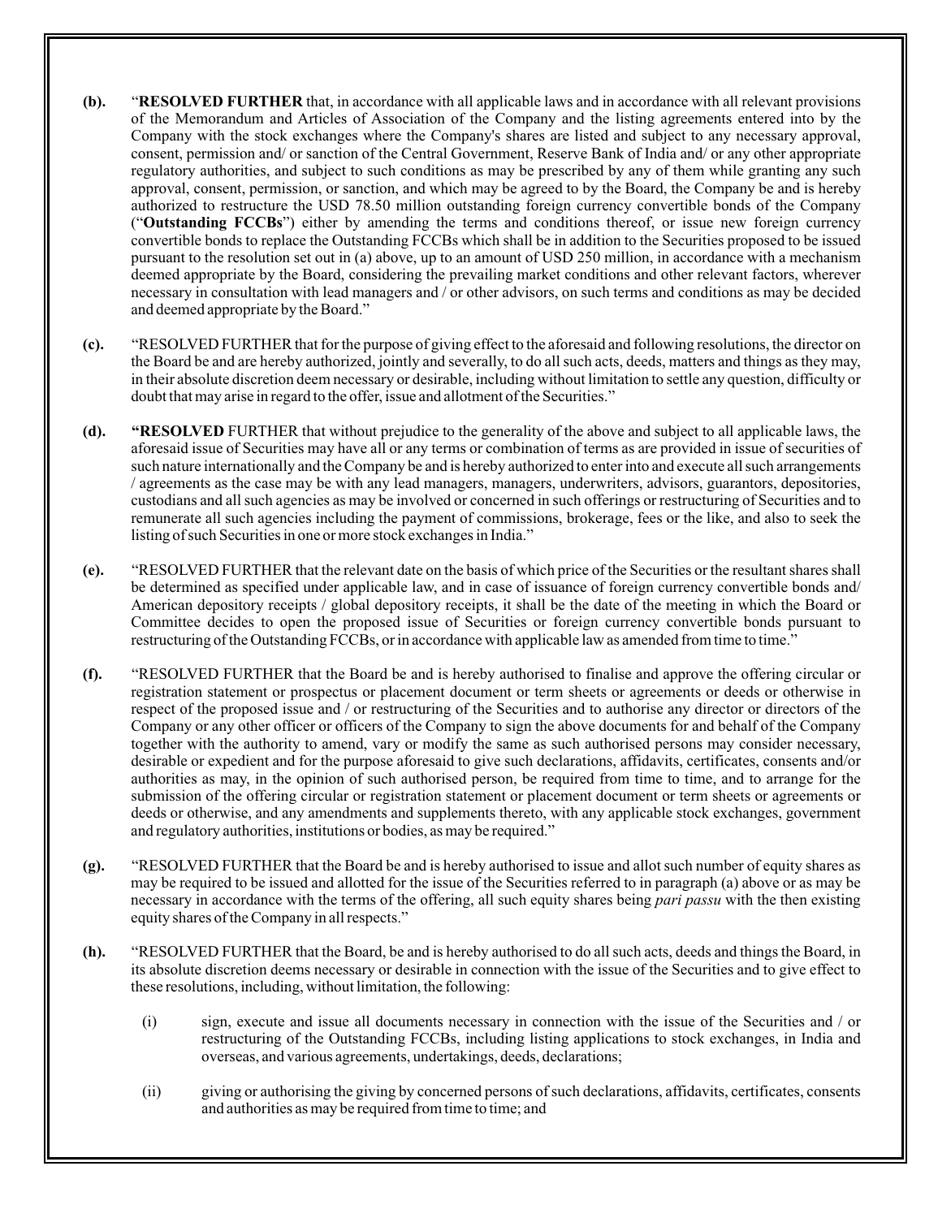**(b).** "**RESOLVED FURTHER** that, in accordance with all applicable laws and in accordance with all relevant provisions of the Memorandum and Articles of Association of the Company and the listing agreements entered into by the Company with the stock exchanges where the Company's shares are listed and subject to any necessary approval, consent, permission and/ or sanction of the Central Government, Reserve Bank of India and/ or any other appropriate regulatory authorities, and subject to such conditions as may be prescribed by any of them while granting any such approval, consent, permission, or sanction, and which may be agreed to by the Board, the Company be and is hereby authorized to restructure the USD 78.50 million outstanding foreign currency convertible bonds of the Company ("**Outstanding FCCBs**") either by amending the terms and conditions thereof, or issue new foreign currency convertible bonds to replace the Outstanding FCCBs which shall be in addition to the Securities proposed to be issued pursuant to the resolution set out in (a) above, up to an amount of USD 250 million, in accordance with a mechanism deemed appropriate by the Board, considering the prevailing market conditions and other relevant factors, wherever necessary in consultation with lead managers and / or other advisors, on such terms and conditions as may be decided and deemed appropriate by the Board."

**(c).** "RESOLVED FURTHER that for the purpose of giving effect to the aforesaid and following resolutions, the director on the Board be and are hereby authorized, jointly and severally, to do all such acts, deeds, matters and things as they may, in their absolute discretion deem necessary or desirable, including without limitation to settle any question, difficulty or doubt that may arise in regard to the offer, issue and allotment of the Securities."

**(d).** **"RESOLVED** FURTHER that without prejudice to the generality of the above and subject to all applicable laws, the aforesaid issue of Securities may have all or any terms or combination of terms as are provided in issue of securities of such nature internationally and the Company be and is hereby authorized to enter into and execute all such arrangements / agreements as the case may be with any lead managers, managers, underwriters, advisors, guarantors, depositories, custodians and all such agencies as may be involved or concerned in such offerings or restructuring of Securities and to remunerate all such agencies including the payment of commissions, brokerage, fees or the like, and also to seek the listing of such Securities in one or more stock exchanges in India."

**(e).** "RESOLVED FURTHER that the relevant date on the basis of which price of the Securities or the resultant shares shall be determined as specified under applicable law, and in case of issuance of foreign currency convertible bonds and/ American depository receipts / global depository receipts, it shall be the date of the meeting in which the Board or Committee decides to open the proposed issue of Securities or foreign currency convertible bonds pursuant to restructuring of the Outstanding FCCBs, or in accordance with applicable law as amended from time to time."

**(f).** "RESOLVED FURTHER that the Board be and is hereby authorised to finalise and approve the offering circular or registration statement or prospectus or placement document or term sheets or agreements or deeds or otherwise in respect of the proposed issue and / or restructuring of the Securities and to authorise any director or directors of the Company or any other officer or officers of the Company to sign the above documents for and behalf of the Company together with the authority to amend, vary or modify the same as such authorised persons may consider necessary, desirable or expedient and for the purpose aforesaid to give such declarations, affidavits, certificates, consents and/or authorities as may, in the opinion of such authorised person, be required from time to time, and to arrange for the submission of the offering circular or registration statement or placement document or term sheets or agreements or deeds or otherwise, and any amendments and supplements thereto, with any applicable stock exchanges, government and regulatory authorities, institutions or bodies, as may be required."

**(g).** "RESOLVED FURTHER that the Board be and is hereby authorised to issue and allot such number of equity shares as may be required to be issued and allotted for the issue of the Securities referred to in paragraph (a) above or as may be necessary in accordance with the terms of the offering, all such equity shares being *pari passu* with the then existing equity shares of the Company in all respects."

**(h).** "RESOLVED FURTHER that the Board, be and is hereby authorised to do all such acts, deeds and things the Board, in its absolute discretion deems necessary or desirable in connection with the issue of the Securities and to give effect to these resolutions, including, without limitation, the following:

(i) sign, execute and issue all documents necessary in connection with the issue of the Securities and / or restructuring of the Outstanding FCCBs, including listing applications to stock exchanges, in India and overseas, and various agreements, undertakings, deeds, declarations;

(ii) giving or authorising the giving by concerned persons of such declarations, affidavits, certificates, consents and authorities as may be required from time to time; and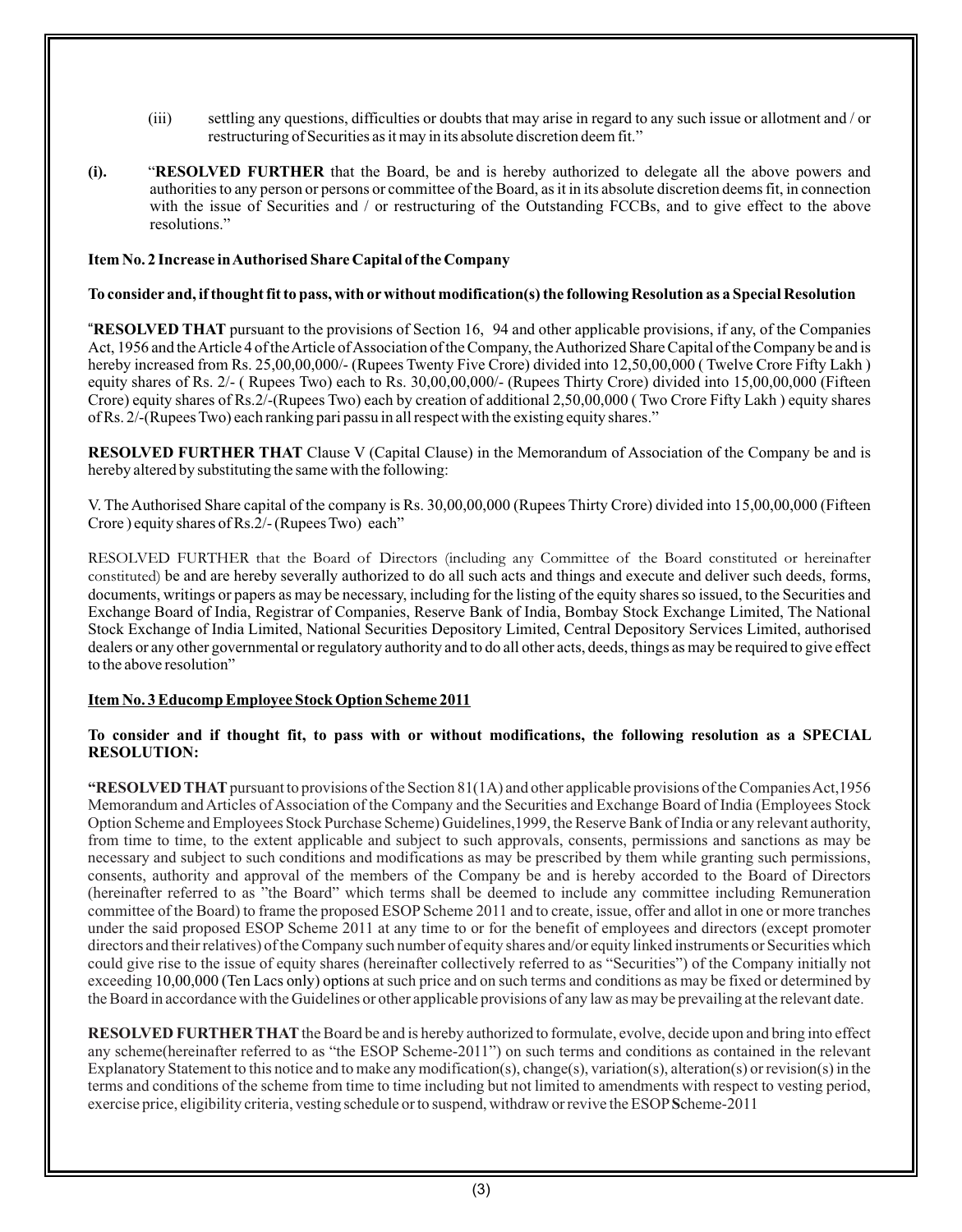(iii) settling any questions, difficulties or doubts that may arise in regard to any such issue or allotment and / or restructuring of Securities as it may in its absolute discretion deem fit."

**(i).** "**RESOLVED FURTHER** that the Board, be and is hereby authorized to delegate all the above powers and authorities to any person or persons or committee of the Board, as it in its absolute discretion deems fit, in connection with the issue of Securities and / or restructuring of the Outstanding FCCBs, and to give effect to the above resolutions."

**Item No. 2 Increase in Authorised Share Capital of the Company**

**To consider and, if thought fit to pass, with or without modification(s) the following Resolution as a Special Resolution**

"**RESOLVED THAT** pursuant to the provisions of Section 16, 94 and other applicable provisions, if any, of the Companies Act, 1956 and the Article 4 of the Article of Association of the Company, the Authorized Share Capital of the Company be and is hereby increased from Rs. 25,00,00,000/- (Rupees Twenty Five Crore) divided into 12,50,00,000 ( Twelve Crore Fifty Lakh ) equity shares of Rs. 2/- ( Rupees Two) each to Rs. 30,00,00,000/- (Rupees Thirty Crore) divided into 15,00,00,000 (Fifteen Crore) equity shares of Rs.2/-(Rupees Two) each by creation of additional 2,50,00,000 ( Two Crore Fifty Lakh ) equity shares of Rs. 2/-(Rupees Two) each ranking pari passu in all respect with the existing equity shares."

**RESOLVED FURTHER THAT** Clause V (Capital Clause) in the Memorandum of Association of the Company be and is hereby altered by substituting the same with the following:

V. The Authorised Share capital of the company is Rs. 30,00,00,000 (Rupees Thirty Crore) divided into 15,00,00,000 (Fifteen Crore ) equity shares of Rs.2/- (Rupees Two) each"

RESOLVED FURTHER that the Board of Directors (including any Committee of the Board constituted or hereinafter constituted) be and are hereby severally authorized to do all such acts and things and execute and deliver such deeds, forms, documents, writings or papers as may be necessary, including for the listing of the equity shares so issued, to the Securities and Exchange Board of India, Registrar of Companies, Reserve Bank of India, Bombay Stock Exchange Limited, The National Stock Exchange of India Limited, National Securities Depository Limited, Central Depository Services Limited, authorised dealers or any other governmental or regulatory authority and to do all other acts, deeds, things as may be required to give effect to the above resolution"

**Item No. 3 Educomp Employee Stock Option Scheme 2011**

**To consider and if thought fit, to pass with or without modifications, the following resolution as a SPECIAL RESOLUTION:**

**"RESOLVED THAT** pursuant to provisions of the Section 81(1A) and other applicable provisions of the Companies Act,1956 Memorandum and Articles of Association of the Company and the Securities and Exchange Board of India (Employees Stock Option Scheme and Employees Stock Purchase Scheme) Guidelines,1999, the Reserve Bank of India or any relevant authority, from time to time, to the extent applicable and subject to such approvals, consents, permissions and sanctions as may be necessary and subject to such conditions and modifications as may be prescribed by them while granting such permissions, consents, authority and approval of the members of the Company be and is hereby accorded to the Board of Directors (hereinafter referred to as "the Board" which terms shall be deemed to include any committee including Remuneration committee of the Board) to frame the proposed ESOP Scheme 2011 and to create, issue, offer and allot in one or more tranches under the said proposed ESOP Scheme 2011 at any time to or for the benefit of employees and directors (except promoter directors and their relatives) of the Company such number of equity shares and/or equity linked instruments or Securities which could give rise to the issue of equity shares (hereinafter collectively referred to as "Securities") of the Company initially not exceeding 10,00,000 (Ten Lacs only) options at such price and on such terms and conditions as may be fixed or determined by the Board in accordance with the Guidelines or other applicable provisions of any law as may be prevailing at the relevant date.

**RESOLVED FURTHER THAT** the Board be and is hereby authorized to formulate, evolve, decide upon and bring into effect any scheme(hereinafter referred to as "the ESOP Scheme-2011") on such terms and conditions as contained in the relevant Explanatory Statement to this notice and to make any modification(s), change(s), variation(s), alteration(s) or revision(s) in the terms and conditions of the scheme from time to time including but not limited to amendments with respect to vesting period, exercise price, eligibility criteria, vesting schedule or to suspend, withdraw or revive the ESOP Scheme-2011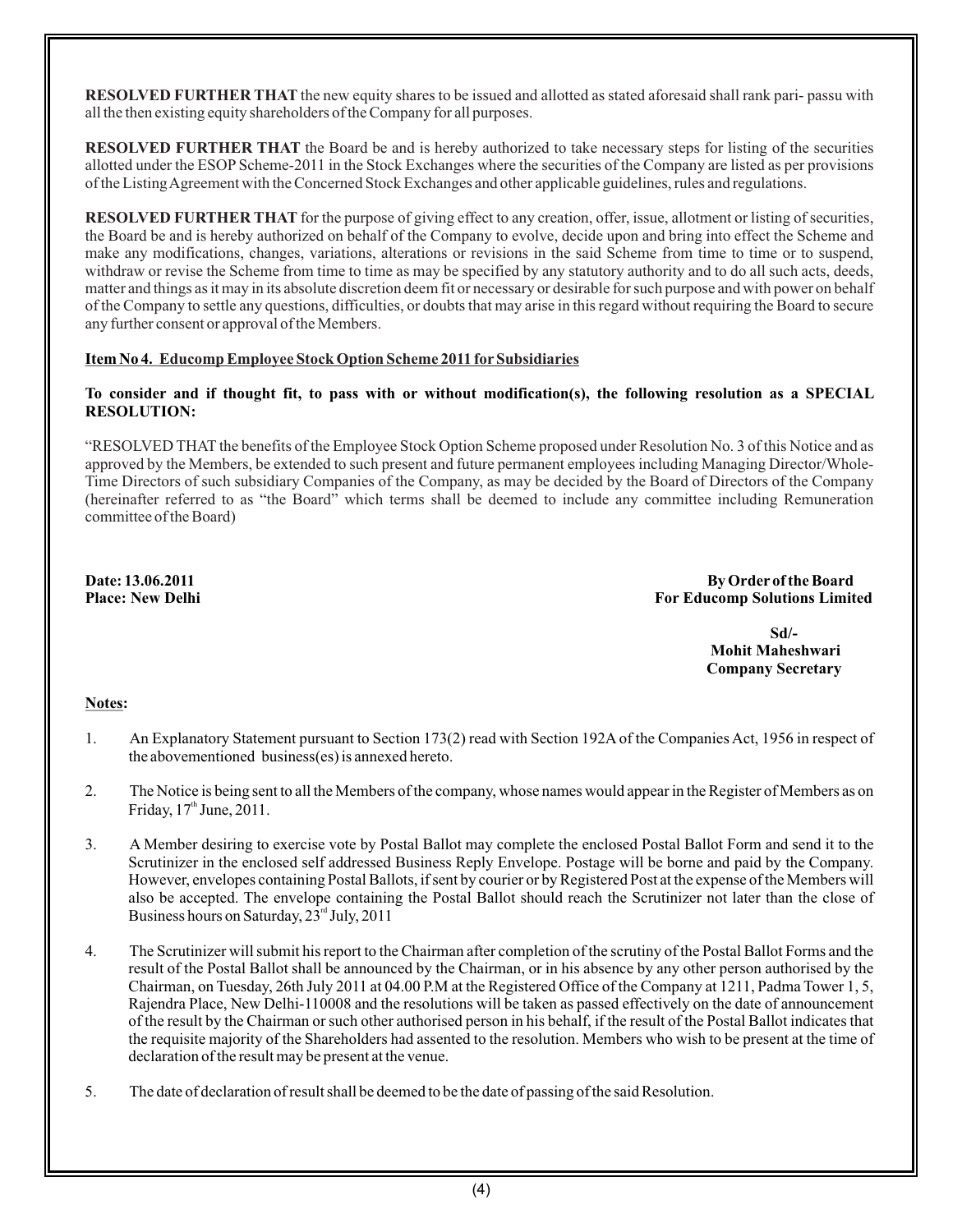**RESOLVED FURTHER THAT** the new equity shares to be issued and allotted as stated aforesaid shall rank pari- passu with all the then existing equity shareholders of the Company for all purposes.

**RESOLVED FURTHER THAT** the Board be and is hereby authorized to take necessary steps for listing of the securities allotted under the ESOP Scheme-2011 in the Stock Exchanges where the securities of the Company are listed as per provisions of the Listing Agreement with the Concerned Stock Exchanges and other applicable guidelines, rules and regulations.

**RESOLVED FURTHER THAT** for the purpose of giving effect to any creation, offer, issue, allotment or listing of securities, the Board be and is hereby authorized on behalf of the Company to evolve, decide upon and bring into effect the Scheme and make any modifications, changes, variations, alterations or revisions in the said Scheme from time to time or to suspend, withdraw or revise the Scheme from time to time as may be specified by any statutory authority and to do all such acts, deeds, matter and things as it may in its absolute discretion deem fit or necessary or desirable for such purpose and with power on behalf of the Company to settle any questions, difficulties, or doubts that may arise in this regard without requiring the Board to secure any further consent or approval of the Members.

**Item No 4. Educomp Employee Stock Option Scheme 2011 for Subsidiaries**

**To consider and if thought fit, to pass with or without modification(s), the following resolution as a SPECIAL RESOLUTION:**

"RESOLVED THAT the benefits of the Employee Stock Option Scheme proposed under Resolution No. 3 of this Notice and as approved by the Members, be extended to such present and future permanent employees including Managing Director/Whole-Time Directors of such subsidiary Companies of the Company, as may be decided by the Board of Directors of the Company (hereinafter referred to as "the Board" which terms shall be deemed to include any committee including Remuneration committee of the Board)

**Date: 13.06.2011**
**Place: New Delhi**

**By Order of the Board**
**For Educomp Solutions Limited**

**Sd/-**
**Mohit Maheshwari**
**Company Secretary**

**Notes:**

1. An Explanatory Statement pursuant to Section 173(2) read with Section 192A of the Companies Act, 1956 in respect of the abovementioned business(es) is annexed hereto.

2. The Notice is being sent to all the Members of the company, whose names would appear in the Register of Members as on Friday, 17th June, 2011.

3. A Member desiring to exercise vote by Postal Ballot may complete the enclosed Postal Ballot Form and send it to the Scrutinizer in the enclosed self addressed Business Reply Envelope. Postage will be borne and paid by the Company. However, envelopes containing Postal Ballots, if sent by courier or by Registered Post at the expense of the Members will also be accepted. The envelope containing the Postal Ballot should reach the Scrutinizer not later than the close of Business hours on Saturday, 23rd July, 2011

4. The Scrutinizer will submit his report to the Chairman after completion of the scrutiny of the Postal Ballot Forms and the result of the Postal Ballot shall be announced by the Chairman, or in his absence by any other person authorised by the Chairman, on Tuesday, 26th July 2011 at 04.00 P.M at the Registered Office of the Company at 1211, Padma Tower 1, 5, Rajendra Place, New Delhi-110008 and the resolutions will be taken as passed effectively on the date of announcement of the result by the Chairman or such other authorised person in his behalf, if the result of the Postal Ballot indicates that the requisite majority of the Shareholders had assented to the resolution. Members who wish to be present at the time of declaration of the result may be present at the venue.

5. The date of declaration of result shall be deemed to be the date of passing of the said Resolution.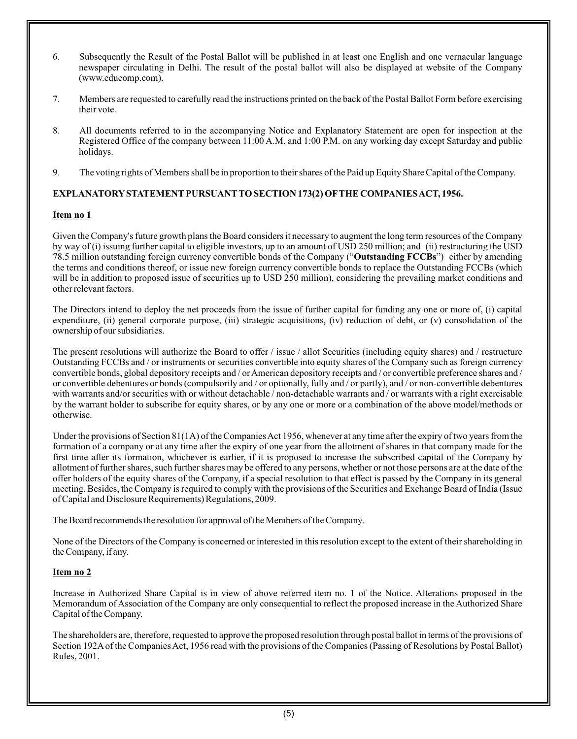6. Subsequently the Result of the Postal Ballot will be published in at least one English and one vernacular language newspaper circulating in Delhi. The result of the postal ballot will also be displayed at website of the Company (www.educomp.com).

7. Members are requested to carefully read the instructions printed on the back of the Postal Ballot Form before exercising their vote.

8. All documents referred to in the accompanying Notice and Explanatory Statement are open for inspection at the Registered Office of the company between 11:00 A.M. and 1:00 P.M. on any working day except Saturday and public holidays.

9. The voting rights of Members shall be in proportion to their shares of the Paid up Equity Share Capital of the Company.

**EXPLANATORY STATEMENT PURSUANT TO SECTION 173(2) OF THE COMPANIES ACT, 1956.**

**Item no 1**

Given the Company's future growth plans the Board considers it necessary to augment the long term resources of the Company by way of (i) issuing further capital to eligible investors, up to an amount of USD 250 million; and (ii) restructuring the USD 78.5 million outstanding foreign currency convertible bonds of the Company ("**Outstanding FCCBs**") either by amending the terms and conditions thereof, or issue new foreign currency convertible bonds to replace the Outstanding FCCBs (which will be in addition to proposed issue of securities up to USD 250 million), considering the prevailing market conditions and other relevant factors.

The Directors intend to deploy the net proceeds from the issue of further capital for funding any one or more of, (i) capital expenditure, (ii) general corporate purpose, (iii) strategic acquisitions, (iv) reduction of debt, or (v) consolidation of the ownership of our subsidiaries.

The present resolutions will authorize the Board to offer / issue / allot Securities (including equity shares) and / restructure Outstanding FCCBs and / or instruments or securities convertible into equity shares of the Company such as foreign currency convertible bonds, global depository receipts and / or American depository receipts and / or convertible preference shares and / or convertible debentures or bonds (compulsorily and / or optionally, fully and / or partly), and / or non-convertible debentures with warrants and/or securities with or without detachable / non-detachable warrants and / or warrants with a right exercisable by the warrant holder to subscribe for equity shares, or by any one or more or a combination of the above model/methods or otherwise.

Under the provisions of Section 81(1A) of the Companies Act 1956, whenever at any time after the expiry of two years from the formation of a company or at any time after the expiry of one year from the allotment of shares in that company made for the first time after its formation, whichever is earlier, if it is proposed to increase the subscribed capital of the Company by allotment of further shares, such further shares may be offered to any persons, whether or not those persons are at the date of the offer holders of the equity shares of the Company, if a special resolution to that effect is passed by the Company in its general meeting. Besides, the Company is required to comply with the provisions of the Securities and Exchange Board of India (Issue of Capital and Disclosure Requirements) Regulations, 2009.

The Board recommends the resolution for approval of the Members of the Company.

None of the Directors of the Company is concerned or interested in this resolution except to the extent of their shareholding in the Company, if any.

**Item no 2**

Increase in Authorized Share Capital is in view of above referred item no. 1 of the Notice. Alterations proposed in the Memorandum of Association of the Company are only consequential to reflect the proposed increase in the Authorized Share Capital of the Company.

The shareholders are, therefore, requested to approve the proposed resolution through postal ballot in terms of the provisions of Section 192A of the Companies Act, 1956 read with the provisions of the Companies (Passing of Resolutions by Postal Ballot) Rules, 2001.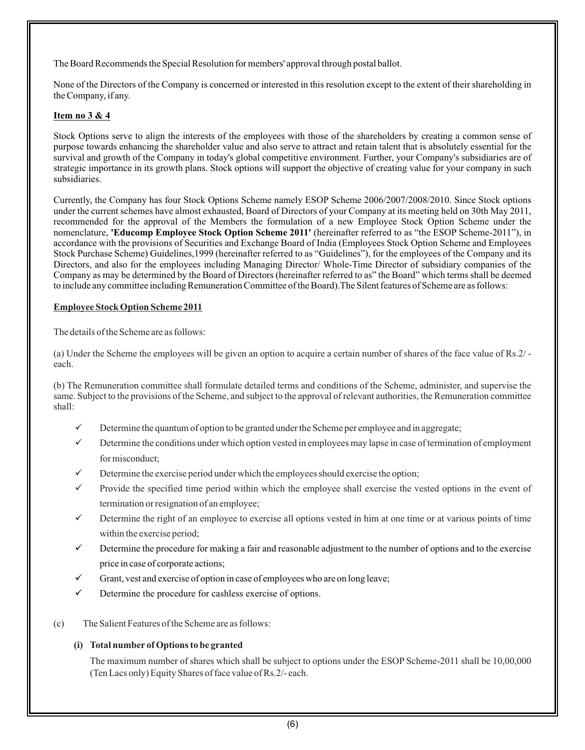The Board Recommends the Special Resolution for members' approval through postal ballot.

None of the Directors of the Company is concerned or interested in this resolution except to the extent of their shareholding in the Company, if any.

**Item no 3 & 4**

Stock Options serve to align the interests of the employees with those of the shareholders by creating a common sense of purpose towards enhancing the shareholder value and also serve to attract and retain talent that is absolutely essential for the survival and growth of the Company in today's global competitive environment. Further, your Company's subsidiaries are of strategic importance in its growth plans. Stock options will support the objective of creating value for your company in such subsidiaries.

Currently, the Company has four Stock Options Scheme namely ESOP Scheme 2006/2007/2008/2010. Since Stock options under the current schemes have almost exhausted, Board of Directors of your Company at its meeting held on 30th May 2011, recommended for the approval of the Members the formulation of a new Employee Stock Option Scheme under the nomenclature, **'Educomp Employee Stock Option Scheme 2011'** (hereinafter referred to as "the ESOP Scheme-2011"), in accordance with the provisions of Securities and Exchange Board of India (Employees Stock Option Scheme and Employees Stock Purchase Scheme) Guidelines,1999 (hereinafter referred to as "Guidelines"), for the employees of the Company and its Directors, and also for the employees including Managing Director/ Whole-Time Director of subsidiary companies of the Company as may be determined by the Board of Directors (hereinafter referred to as" the Board" which terms shall be deemed to include any committee including Remuneration Committee of the Board).The Silent features of Scheme are as follows:

**Employee Stock Option Scheme 2011**

The details of the Scheme are as follows:

(a) Under the Scheme the employees will be given an option to acquire a certain number of shares of the face value of Rs.2/ - each.

(b) The Remuneration committee shall formulate detailed terms and conditions of the Scheme, administer, and supervise the same. Subject to the provisions of the Scheme, and subject to the approval of relevant authorities, the Remuneration committee shall:

- ✓ Determine the quantum of option to be granted under the Scheme per employee and in aggregate;
- ✓ Determine the conditions under which option vested in employees may lapse in case of termination of employment for misconduct;
- ✓ Determine the exercise period under which the employees should exercise the option;
- ✓ Provide the specified time period within which the employee shall exercise the vested options in the event of termination or resignation of an employee;
- ✓ Determine the right of an employee to exercise all options vested in him at one time or at various points of time within the exercise period;
- ✓ Determine the procedure for making a fair and reasonable adjustment to the number of options and to the exercise price in case of corporate actions;
- ✓ Grant, vest and exercise of option in case of employees who are on long leave;
- ✓ Determine the procedure for cashless exercise of options.

(c) The Salient Features of the Scheme are as follows:

**(i) Total number of Options to be granted**

The maximum number of shares which shall be subject to options under the ESOP Scheme-2011 shall be 10,00,000 (Ten Lacs only) Equity Shares of face value of Rs.2/- each.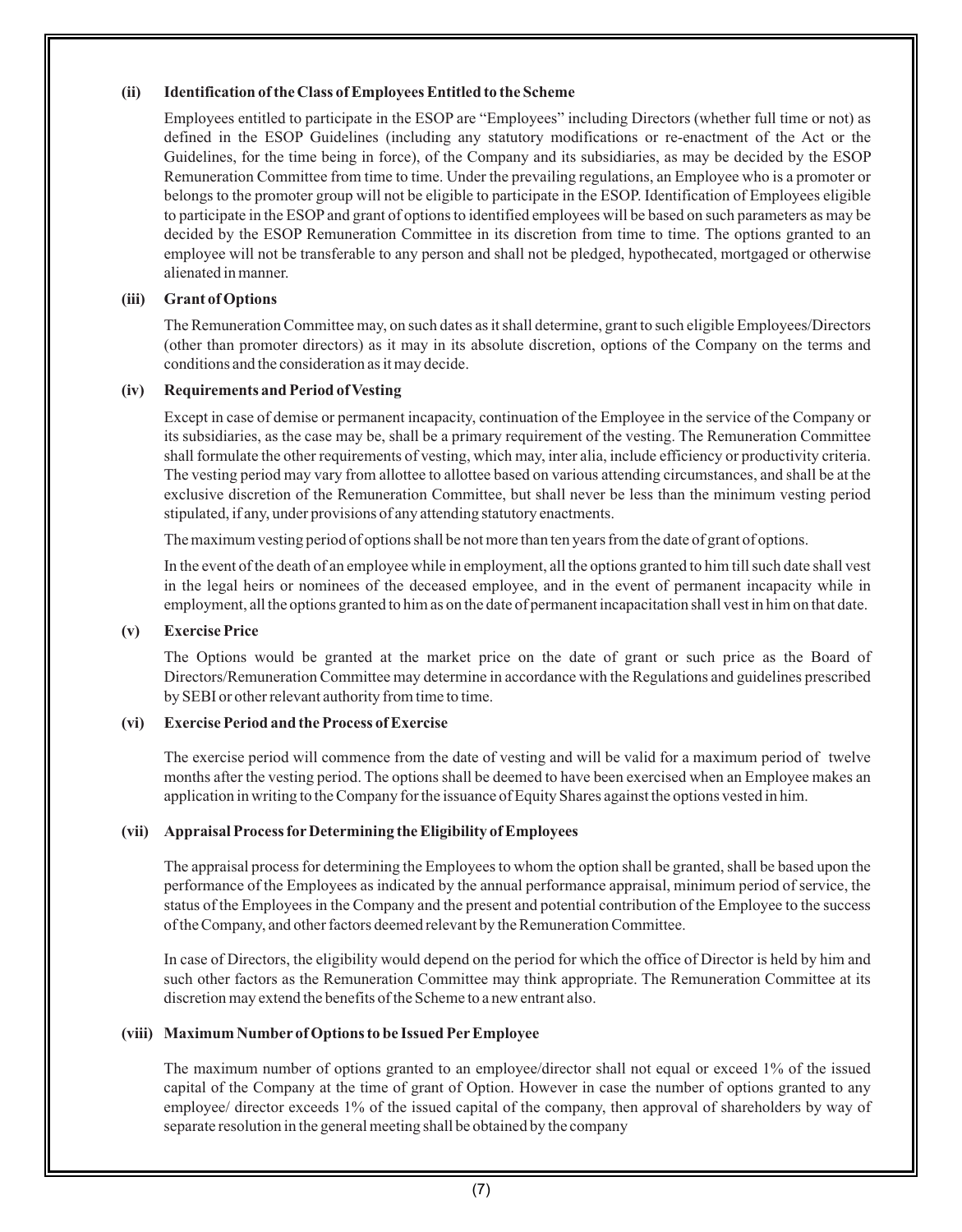**(ii) Identification of the Class of Employees Entitled to the Scheme**

Employees entitled to participate in the ESOP are "Employees" including Directors (whether full time or not) as defined in the ESOP Guidelines (including any statutory modifications or re-enactment of the Act or the Guidelines, for the time being in force), of the Company and its subsidiaries, as may be decided by the ESOP Remuneration Committee from time to time. Under the prevailing regulations, an Employee who is a promoter or belongs to the promoter group will not be eligible to participate in the ESOP. Identification of Employees eligible to participate in the ESOP and grant of options to identified employees will be based on such parameters as may be decided by the ESOP Remuneration Committee in its discretion from time to time. The options granted to an employee will not be transferable to any person and shall not be pledged, hypothecated, mortgaged or otherwise alienated in manner.

**(iii) Grant of Options**

The Remuneration Committee may, on such dates as it shall determine, grant to such eligible Employees/Directors (other than promoter directors) as it may in its absolute discretion, options of the Company on the terms and conditions and the consideration as it may decide.

**(iv) Requirements and Period of Vesting**

Except in case of demise or permanent incapacity, continuation of the Employee in the service of the Company or its subsidiaries, as the case may be, shall be a primary requirement of the vesting. The Remuneration Committee shall formulate the other requirements of vesting, which may, inter alia, include efficiency or productivity criteria. The vesting period may vary from allottee to allottee based on various attending circumstances, and shall be at the exclusive discretion of the Remuneration Committee, but shall never be less than the minimum vesting period stipulated, if any, under provisions of any attending statutory enactments.

The maximum vesting period of options shall be not more than ten years from the date of grant of options.

In the event of the death of an employee while in employment, all the options granted to him till such date shall vest in the legal heirs or nominees of the deceased employee, and in the event of permanent incapacity while in employment, all the options granted to him as on the date of permanent incapacitation shall vest in him on that date.

**(v) Exercise Price**

The Options would be granted at the market price on the date of grant or such price as the Board of Directors/Remuneration Committee may determine in accordance with the Regulations and guidelines prescribed by SEBI or other relevant authority from time to time.

**(vi) Exercise Period and the Process of Exercise**

The exercise period will commence from the date of vesting and will be valid for a maximum period of twelve months after the vesting period. The options shall be deemed to have been exercised when an Employee makes an application in writing to the Company for the issuance of Equity Shares against the options vested in him.

**(vii) Appraisal Process for Determining the Eligibility of Employees**

The appraisal process for determining the Employees to whom the option shall be granted, shall be based upon the performance of the Employees as indicated by the annual performance appraisal, minimum period of service, the status of the Employees in the Company and the present and potential contribution of the Employee to the success of the Company, and other factors deemed relevant by the Remuneration Committee.

In case of Directors, the eligibility would depend on the period for which the office of Director is held by him and such other factors as the Remuneration Committee may think appropriate. The Remuneration Committee at its discretion may extend the benefits of the Scheme to a new entrant also.

**(viii) Maximum Number of Options to be Issued Per Employee**

The maximum number of options granted to an employee/director shall not equal or exceed 1% of the issued capital of the Company at the time of grant of Option. However in case the number of options granted to any employee/ director exceeds 1% of the issued capital of the company, then approval of shareholders by way of separate resolution in the general meeting shall be obtained by the company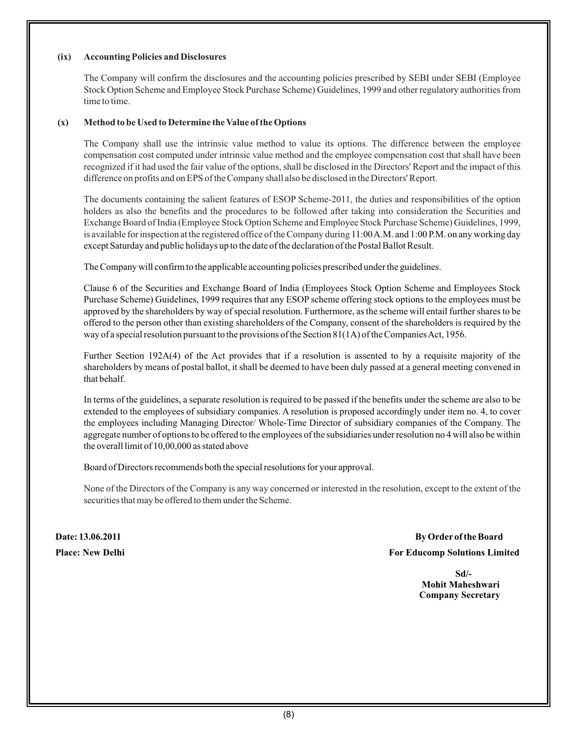**(ix) Accounting Policies and Disclosures**

The Company will confirm the disclosures and the accounting policies prescribed by SEBI under SEBI (Employee Stock Option Scheme and Employee Stock Purchase Scheme) Guidelines, 1999 and other regulatory authorities from time to time.

**(x) Method to be Used to Determine the Value of the Options**

The Company shall use the intrinsic value method to value its options. The difference between the employee compensation cost computed under intrinsic value method and the employee compensation cost that shall have been recognized if it had used the fair value of the options, shall be disclosed in the Directors' Report and the impact of this difference on profits and on EPS of the Company shall also be disclosed in the Directors' Report.

The documents containing the salient features of ESOP Scheme-2011, the duties and responsibilities of the option holders as also the benefits and the procedures to be followed after taking into consideration the Securities and Exchange Board of India (Employee Stock Option Scheme and Employee Stock Purchase Scheme) Guidelines, 1999, is available for inspection at the registered office of the Company during 11:00 A.M. and 1:00 P.M. on any working day except Saturday and public holidays up to the date of the declaration of the Postal Ballot Result.

The Company will confirm to the applicable accounting policies prescribed under the guidelines.

Clause 6 of the Securities and Exchange Board of India (Employees Stock Option Scheme and Employees Stock Purchase Scheme) Guidelines, 1999 requires that any ESOP scheme offering stock options to the employees must be approved by the shareholders by way of special resolution. Furthermore, as the scheme will entail further shares to be offered to the person other than existing shareholders of the Company, consent of the shareholders is required by the way of a special resolution pursuant to the provisions of the Section 81(1A) of the Companies Act, 1956.

Further Section 192A(4) of the Act provides that if a resolution is assented to by a requisite majority of the shareholders by means of postal ballot, it shall be deemed to have been duly passed at a general meeting convened in that behalf.

In terms of the guidelines, a separate resolution is required to be passed if the benefits under the scheme are also to be extended to the employees of subsidiary companies. A resolution is proposed accordingly under item no. 4, to cover the employees including Managing Director/ Whole-Time Director of subsidiary companies of the Company. The aggregate number of options to be offered to the employees of the subsidiaries under resolution no 4 will also be within the overall limit of 10,00,000 as stated above

Board of Directors recommends both the special resolutions for your approval.

None of the Directors of the Company is any way concerned or interested in the resolution, except to the extent of the securities that may be offered to them under the Scheme.

**Date: 13.06.2011**

**Place: New Delhi**

**By Order of the Board**

**For Educomp Solutions Limited**

**Sd/-**

**Mohit Maheshwari**

**Company Secretary**